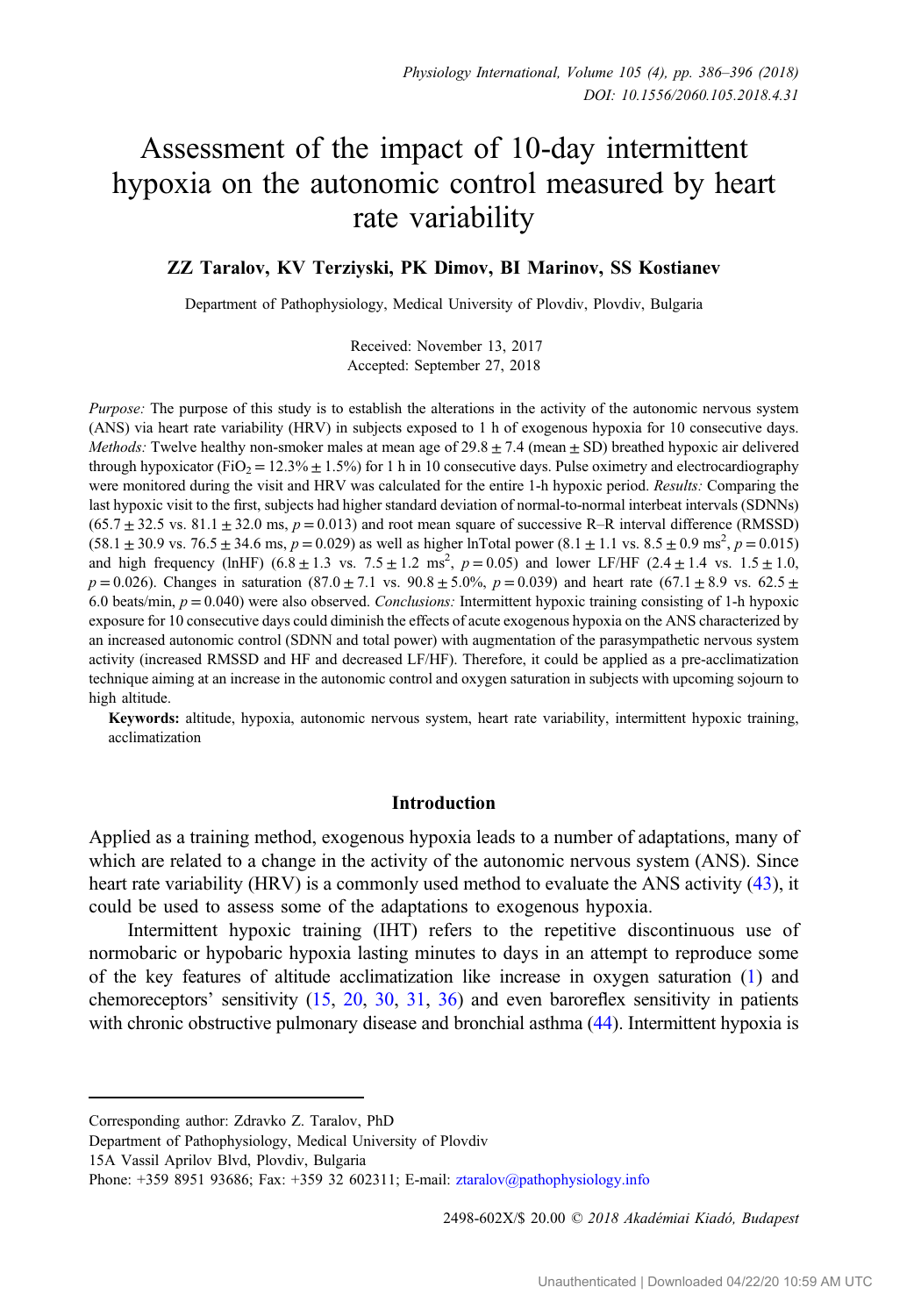# Assessment of the impact of 10-day intermittent hypoxia on the autonomic control measured by heart rate variability

**ZZ Taralov, KV Terziyski, PK Dimov, BI Marinov, SS Kostianev**

Department of Pathophysiology, Medical University of Plovdiv, Plovdiv, Bulgaria

Received: November 13, 2017
Accepted: September 27, 2018

*Purpose:* The purpose of this study is to establish the alterations in the activity of the autonomic nervous system (ANS) via heart rate variability (HRV) in subjects exposed to 1 h of exogenous hypoxia for 10 consecutive days. *Methods:* Twelve healthy non-smoker males at mean age of $29.8 \pm 7.4$ (mean $\pm$ SD) breathed hypoxic air delivered through hypoxicator ($FiO_2 = 12.3\% \pm 1.5\%$) for 1 h in 10 consecutive days. Pulse oximetry and electrocardiography were monitored during the visit and HRV was calculated for the entire 1-h hypoxic period. *Results:* Comparing the last hypoxic visit to the first, subjects had higher standard deviation of normal-to-normal interbeat intervals (SDNNs) ($65.7 \pm 32.5$ vs. $81.1 \pm 32.0$ ms, $p = 0.013$) and root mean square of successive R–R interval difference (RMSSD) ($58.1 \pm 30.9$ vs. $76.5 \pm 34.6$ ms, $p = 0.029$) as well as higher lnTotal power ($8.1 \pm 1.1$ vs. $8.5 \pm 0.9$ ms$^2$, $p = 0.015$) and high frequency (lnHF) ($6.8 \pm 1.3$ vs. $7.5 \pm 1.2$ ms$^2$, $p = 0.05$) and lower LF/HF ($2.4 \pm 1.4$ vs. $1.5 \pm 1.0$, $p = 0.026$). Changes in saturation ($87.0 \pm 7.1$ vs. $90.8 \pm 5.0\%$, $p = 0.039$) and heart rate ($67.1 \pm 8.9$ vs. $62.5 \pm 6.0$ beats/min, $p = 0.040$) were also observed. *Conclusions:* Intermittent hypoxic training consisting of 1-h hypoxic exposure for 10 consecutive days could diminish the effects of acute exogenous hypoxia on the ANS characterized by an increased autonomic control (SDNN and total power) with augmentation of the parasympathetic nervous system activity (increased RMSSD and HF and decreased LF/HF). Therefore, it could be applied as a pre-acclimatization technique aiming at an increase in the autonomic control and oxygen saturation in subjects with upcoming sojourn to high altitude.

**Keywords:** altitude, hypoxia, autonomic nervous system, heart rate variability, intermittent hypoxic training, acclimatization

## Introduction

Applied as a training method, exogenous hypoxia leads to a number of adaptations, many of which are related to a change in the activity of the autonomic nervous system (ANS). Since heart rate variability (HRV) is a commonly used method to evaluate the ANS activity (43), it could be used to assess some of the adaptations to exogenous hypoxia.

Intermittent hypoxic training (IHT) refers to the repetitive discontinuous use of normobaric or hypobaric hypoxia lasting minutes to days in an attempt to reproduce some of the key features of altitude acclimatization like increase in oxygen saturation (1) and chemoreceptors' sensitivity (15, 20, 30, 31, 36) and even baroreflex sensitivity in patients with chronic obstructive pulmonary disease and bronchial asthma (44). Intermittent hypoxia is

Corresponding author: Zdravko Z. Taralov, PhD
Department of Pathophysiology, Medical University of Plovdiv
15A Vassil Aprilov Blvd, Plovdiv, Bulgaria
Phone: +359 8951 93686; Fax: +359 32 602311; E-mail: ztaralov@pathophysiology.info

2498-602X/$ 20.00 © 2018 Akadémiai Kiadó, Budapest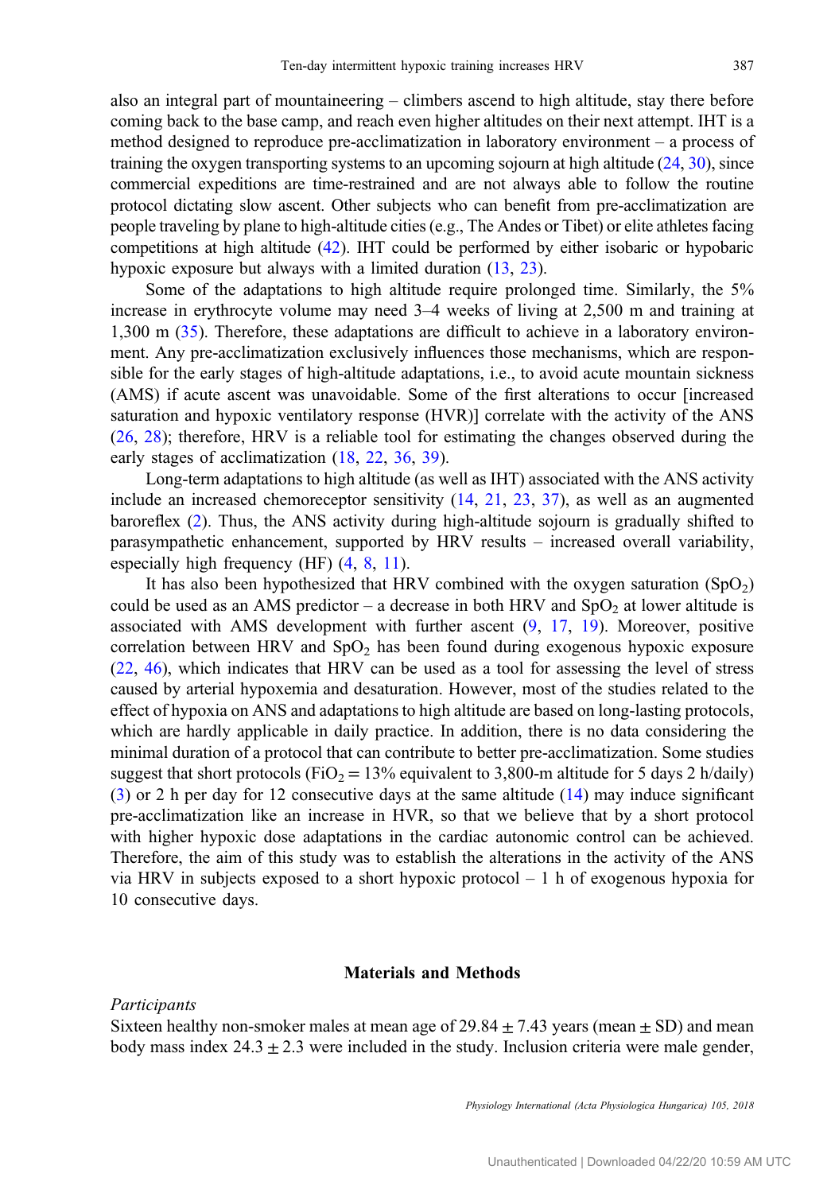also an integral part of mountaineering – climbers ascend to high altitude, stay there before coming back to the base camp, and reach even higher altitudes on their next attempt. IHT is a method designed to reproduce pre-acclimatization in laboratory environment – a process of training the oxygen transporting systems to an upcoming sojourn at high altitude (24, 30), since commercial expeditions are time-restrained and are not always able to follow the routine protocol dictating slow ascent. Other subjects who can benefit from pre-acclimatization are people traveling by plane to high-altitude cities (e.g., The Andes or Tibet) or elite athletes facing competitions at high altitude (42). IHT could be performed by either isobaric or hypobaric hypoxic exposure but always with a limited duration (13, 23).

Some of the adaptations to high altitude require prolonged time. Similarly, the 5% increase in erythrocyte volume may need 3–4 weeks of living at 2,500 m and training at 1,300 m (35). Therefore, these adaptations are difficult to achieve in a laboratory environment. Any pre-acclimatization exclusively influences those mechanisms, which are responsible for the early stages of high-altitude adaptations, i.e., to avoid acute mountain sickness (AMS) if acute ascent was unavoidable. Some of the first alterations to occur [increased saturation and hypoxic ventilatory response (HVR)] correlate with the activity of the ANS (26, 28); therefore, HRV is a reliable tool for estimating the changes observed during the early stages of acclimatization (18, 22, 36, 39).

Long-term adaptations to high altitude (as well as IHT) associated with the ANS activity include an increased chemoreceptor sensitivity (14, 21, 23, 37), as well as an augmented baroreflex (2). Thus, the ANS activity during high-altitude sojourn is gradually shifted to parasympathetic enhancement, supported by HRV results – increased overall variability, especially high frequency (HF) (4, 8, 11).

It has also been hypothesized that HRV combined with the oxygen saturation ($SpO_2$) could be used as an AMS predictor – a decrease in both HRV and $SpO_2$ at lower altitude is associated with AMS development with further ascent (9, 17, 19). Moreover, positive correlation between HRV and $SpO_2$ has been found during exogenous hypoxic exposure (22, 46), which indicates that HRV can be used as a tool for assessing the level of stress caused by arterial hypoxemia and desaturation. However, most of the studies related to the effect of hypoxia on ANS and adaptations to high altitude are based on long-lasting protocols, which are hardly applicable in daily practice. In addition, there is no data considering the minimal duration of a protocol that can contribute to better pre-acclimatization. Some studies suggest that short protocols ($FiO_2 = 13\%$ equivalent to 3,800-m altitude for 5 days 2 h/daily) (3) or 2 h per day for 12 consecutive days at the same altitude (14) may induce significant pre-acclimatization like an increase in HVR, so that we believe that by a short protocol with higher hypoxic dose adaptations in the cardiac autonomic control can be achieved. Therefore, the aim of this study was to establish the alterations in the activity of the ANS via HRV in subjects exposed to a short hypoxic protocol – 1 h of exogenous hypoxia for 10 consecutive days.

## Materials and Methods

*Participants*

Sixteen healthy non-smoker males at mean age of $29.84 \pm 7.43$ years (mean $\pm$ SD) and mean body mass index $24.3 \pm 2.3$ were included in the study. Inclusion criteria were male gender,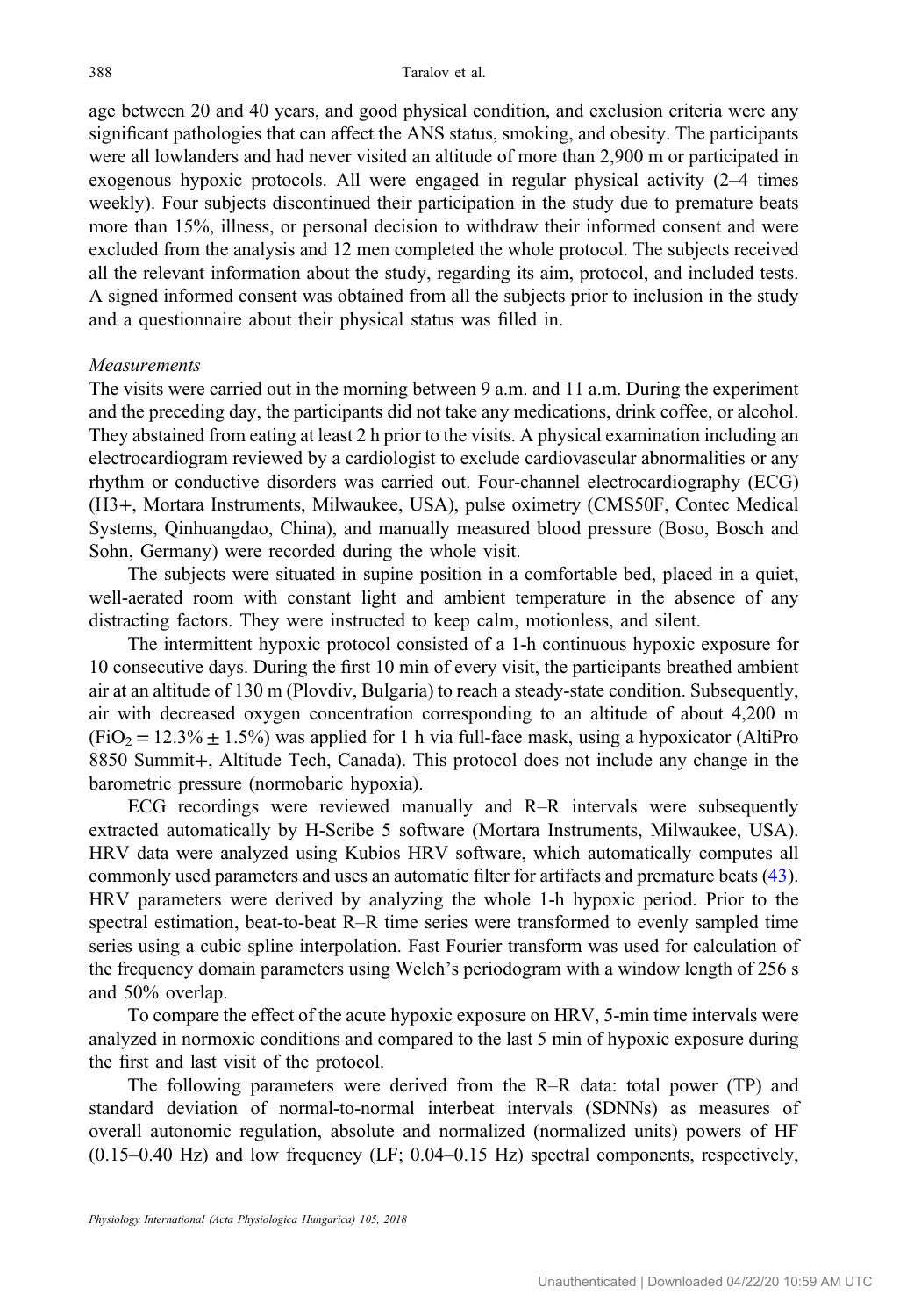age between 20 and 40 years, and good physical condition, and exclusion criteria were any significant pathologies that can affect the ANS status, smoking, and obesity. The participants were all lowlanders and had never visited an altitude of more than 2,900 m or participated in exogenous hypoxic protocols. All were engaged in regular physical activity (2–4 times weekly). Four subjects discontinued their participation in the study due to premature beats more than 15%, illness, or personal decision to withdraw their informed consent and were excluded from the analysis and 12 men completed the whole protocol. The subjects received all the relevant information about the study, regarding its aim, protocol, and included tests. A signed informed consent was obtained from all the subjects prior to inclusion in the study and a questionnaire about their physical status was filled in.

*Measurements*

The visits were carried out in the morning between 9 a.m. and 11 a.m. During the experiment and the preceding day, the participants did not take any medications, drink coffee, or alcohol. They abstained from eating at least 2 h prior to the visits. A physical examination including an electrocardiogram reviewed by a cardiologist to exclude cardiovascular abnormalities or any rhythm or conductive disorders was carried out. Four-channel electrocardiography (ECG) (H3+, Mortara Instruments, Milwaukee, USA), pulse oximetry (CMS50F, Contec Medical Systems, Qinhuangdao, China), and manually measured blood pressure (Boso, Bosch and Sohn, Germany) were recorded during the whole visit.

The subjects were situated in supine position in a comfortable bed, placed in a quiet, well-aerated room with constant light and ambient temperature in the absence of any distracting factors. They were instructed to keep calm, motionless, and silent.

The intermittent hypoxic protocol consisted of a 1-h continuous hypoxic exposure for 10 consecutive days. During the first 10 min of every visit, the participants breathed ambient air at an altitude of 130 m (Plovdiv, Bulgaria) to reach a steady-state condition. Subsequently, air with decreased oxygen concentration corresponding to an altitude of about 4,200 m ($FiO_2 = 12.3\% \pm 1.5\%$) was applied for 1 h via full-face mask, using a hypoxicator (AltiPro 8850 Summit+, Altitude Tech, Canada). This protocol does not include any change in the barometric pressure (normobaric hypoxia).

ECG recordings were reviewed manually and R–R intervals were subsequently extracted automatically by H-Scribe 5 software (Mortara Instruments, Milwaukee, USA). HRV data were analyzed using Kubios HRV software, which automatically computes all commonly used parameters and uses an automatic filter for artifacts and premature beats (43). HRV parameters were derived by analyzing the whole 1-h hypoxic period. Prior to the spectral estimation, beat-to-beat R–R time series were transformed to evenly sampled time series using a cubic spline interpolation. Fast Fourier transform was used for calculation of the frequency domain parameters using Welch's periodogram with a window length of 256 s and 50% overlap.

To compare the effect of the acute hypoxic exposure on HRV, 5-min time intervals were analyzed in normoxic conditions and compared to the last 5 min of hypoxic exposure during the first and last visit of the protocol.

The following parameters were derived from the R–R data: total power (TP) and standard deviation of normal-to-normal interbeat intervals (SDNNs) as measures of overall autonomic regulation, absolute and normalized (normalized units) powers of HF (0.15–0.40 Hz) and low frequency (LF; 0.04–0.15 Hz) spectral components, respectively,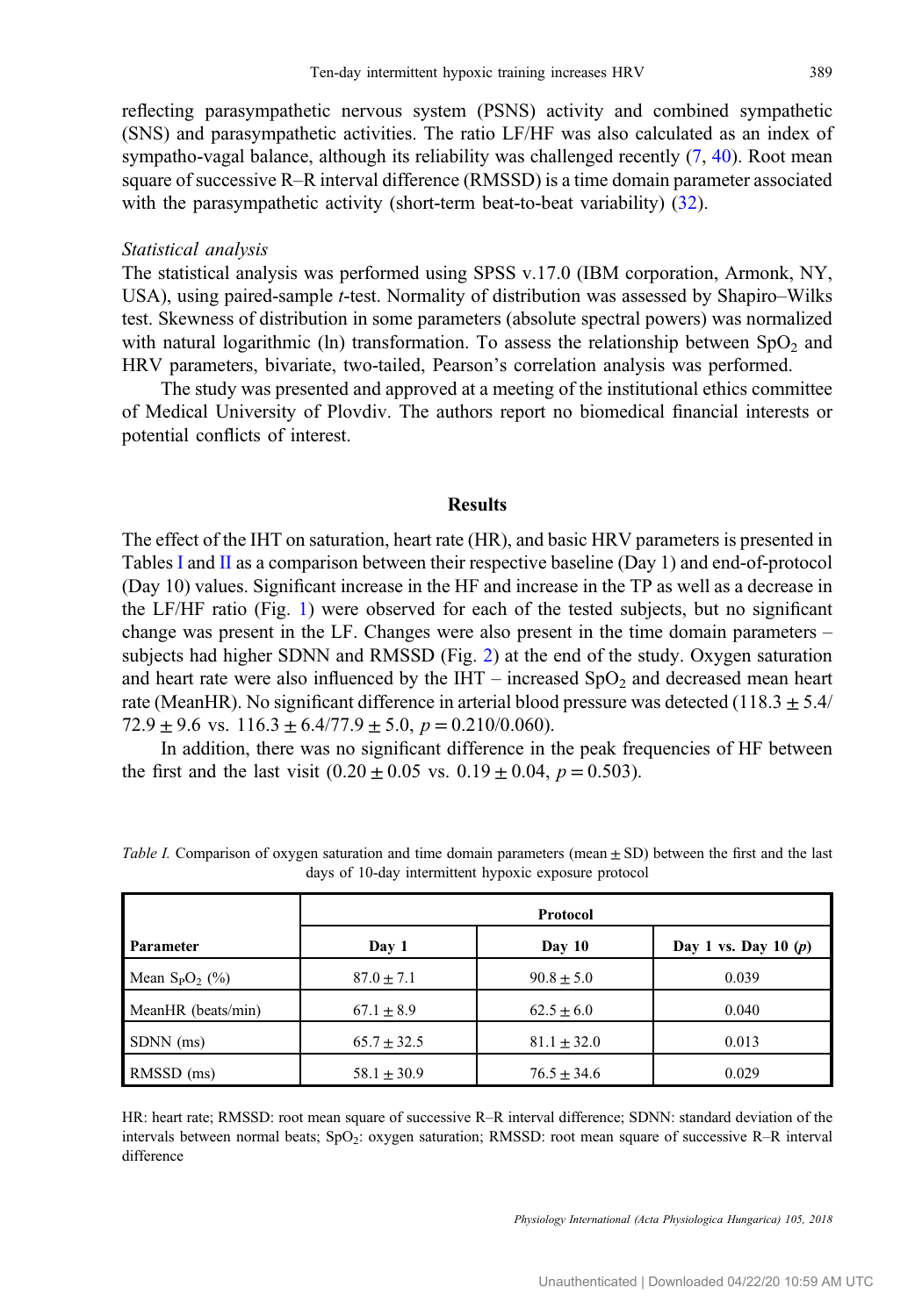reflecting parasympathetic nervous system (PSNS) activity and combined sympathetic (SNS) and parasympathetic activities. The ratio LF/HF was also calculated as an index of sympatho-vagal balance, although its reliability was challenged recently (7, 40). Root mean square of successive R–R interval difference (RMSSD) is a time domain parameter associated with the parasympathetic activity (short-term beat-to-beat variability) (32).

*Statistical analysis*

The statistical analysis was performed using SPSS v.17.0 (IBM corporation, Armonk, NY, USA), using paired-sample *t*-test. Normality of distribution was assessed by Shapiro–Wilks test. Skewness of distribution in some parameters (absolute spectral powers) was normalized with natural logarithmic (ln) transformation. To assess the relationship between $SpO_2$ and HRV parameters, bivariate, two-tailed, Pearson's correlation analysis was performed.

The study was presented and approved at a meeting of the institutional ethics committee of Medical University of Plovdiv. The authors report no biomedical financial interests or potential conflicts of interest.

## Results

The effect of the IHT on saturation, heart rate (HR), and basic HRV parameters is presented in Tables I and II as a comparison between their respective baseline (Day 1) and end-of-protocol (Day 10) values. Significant increase in the HF and increase in the TP as well as a decrease in the LF/HF ratio (Fig. 1) were observed for each of the tested subjects, but no significant change was present in the LF. Changes were also present in the time domain parameters – subjects had higher SDNN and RMSSD (Fig. 2) at the end of the study. Oxygen saturation and heart rate were also influenced by the IHT – increased $SpO_2$ and decreased mean heart rate (MeanHR). No significant difference in arterial blood pressure was detected ($118.3 \pm 5.4/72.9 \pm 9.6$ vs. $116.3 \pm 6.4/77.9 \pm 5.0$, $p = 0.210/0.060$).

In addition, there was no significant difference in the peak frequencies of HF between the first and the last visit ($0.20 \pm 0.05$ vs. $0.19 \pm 0.04$, $p = 0.503$).

*Table I.* Comparison of oxygen saturation and time domain parameters (mean ± SD) between the first and the last days of 10-day intermittent hypoxic exposure protocol

| Parameter | Protocol | | |
|---|---|---|---|
| | Day 1 | Day 10 | Day 1 vs. Day 10 (*p*) |
| Mean $S_PO_2$ (%) | $87.0 \pm 7.1$ | $90.8 \pm 5.0$ | 0.039 |
| MeanHR (beats/min) | $67.1 \pm 8.9$ | $62.5 \pm 6.0$ | 0.040 |
| SDNN (ms) | $65.7 \pm 32.5$ | $81.1 \pm 32.0$ | 0.013 |
| RMSSD (ms) | $58.1 \pm 30.9$ | $76.5 \pm 34.6$ | 0.029 |

HR: heart rate; RMSSD: root mean square of successive R–R interval difference; SDNN: standard deviation of the intervals between normal beats; $SpO_2$: oxygen saturation; RMSSD: root mean square of successive R–R interval difference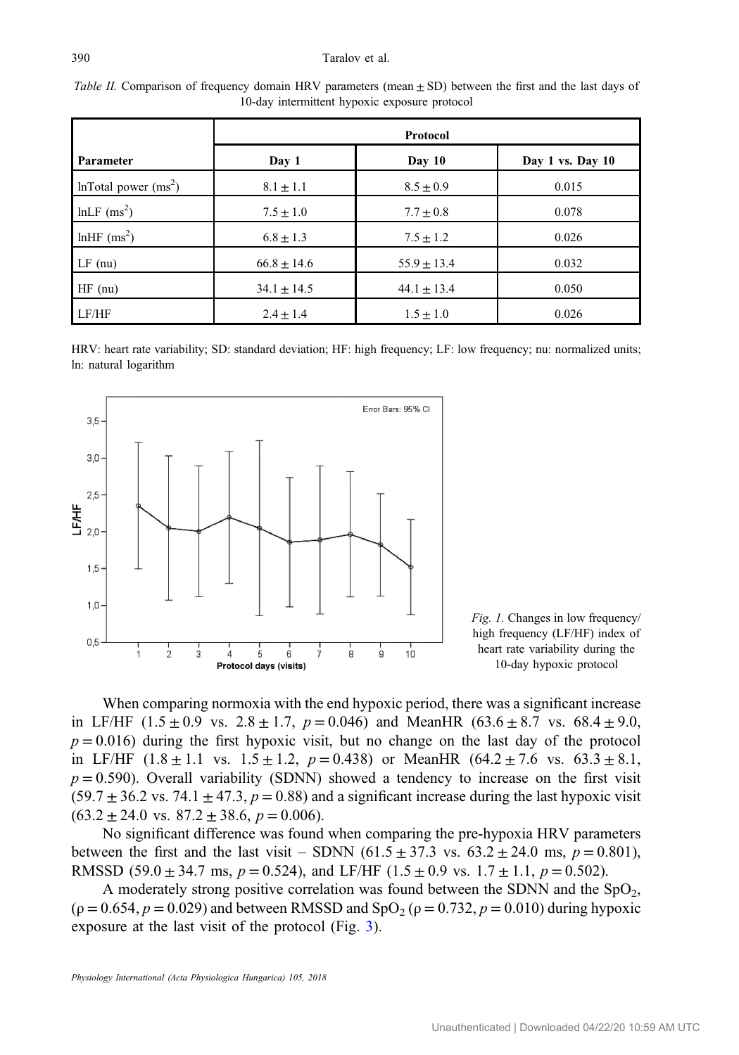*Table II.* Comparison of frequency domain HRV parameters (mean ± SD) between the first and the last days of 10-day intermittent hypoxic exposure protocol

| Parameter | Protocol | | |
|---|---|---|---|
| | Day 1 | Day 10 | Day 1 vs. Day 10 |
| lnTotal power ($ms^2$) | 8.1 ± 1.1 | 8.5 ± 0.9 | 0.015 |
| lnLF ($ms^2$) | 7.5 ± 1.0 | 7.7 ± 0.8 | 0.078 |
| lnHF ($ms^2$) | 6.8 ± 1.3 | 7.5 ± 1.2 | 0.026 |
| LF (nu) | 66.8 ± 14.6 | 55.9 ± 13.4 | 0.032 |
| HF (nu) | 34.1 ± 14.5 | 44.1 ± 13.4 | 0.050 |
| LF/HF | 2.4 ± 1.4 | 1.5 ± 1.0 | 0.026 |

HRV: heart rate variability; SD: standard deviation; HF: high frequency; LF: low frequency; nu: normalized units; ln: natural logarithm

*Fig. 1.* Changes in low frequency/high frequency (LF/HF) index of heart rate variability during the 10-day hypoxic protocol

When comparing normoxia with the end hypoxic period, there was a significant increase in LF/HF (1.5 ± 0.9 vs. 2.8 ± 1.7, $p = 0.046$) and MeanHR (63.6 ± 8.7 vs. 68.4 ± 9.0, $p = 0.016$) during the first hypoxic visit, but no change on the last day of the protocol in LF/HF (1.8 ± 1.1 vs. 1.5 ± 1.2, $p = 0.438$) or MeanHR (64.2 ± 7.6 vs. 63.3 ± 8.1, $p = 0.590$). Overall variability (SDNN) showed a tendency to increase on the first visit (59.7 ± 36.2 vs. 74.1 ± 47.3, $p = 0.88$) and a significant increase during the last hypoxic visit (63.2 ± 24.0 vs. 87.2 ± 38.6, $p = 0.006$).

No significant difference was found when comparing the pre-hypoxia HRV parameters between the first and the last visit – SDNN (61.5 ± 37.3 vs. 63.2 ± 24.0 ms, $p = 0.801$), RMSSD (59.0 ± 34.7 ms, $p = 0.524$), and LF/HF (1.5 ± 0.9 vs. 1.7 ± 1.1, $p = 0.502$).

A moderately strong positive correlation was found between the SDNN and the $SpO_2$, ($\rho = 0.654$, $p = 0.029$) and between RMSSD and $SpO_2$ ($\rho = 0.732$, $p = 0.010$) during hypoxic exposure at the last visit of the protocol (Fig. 3).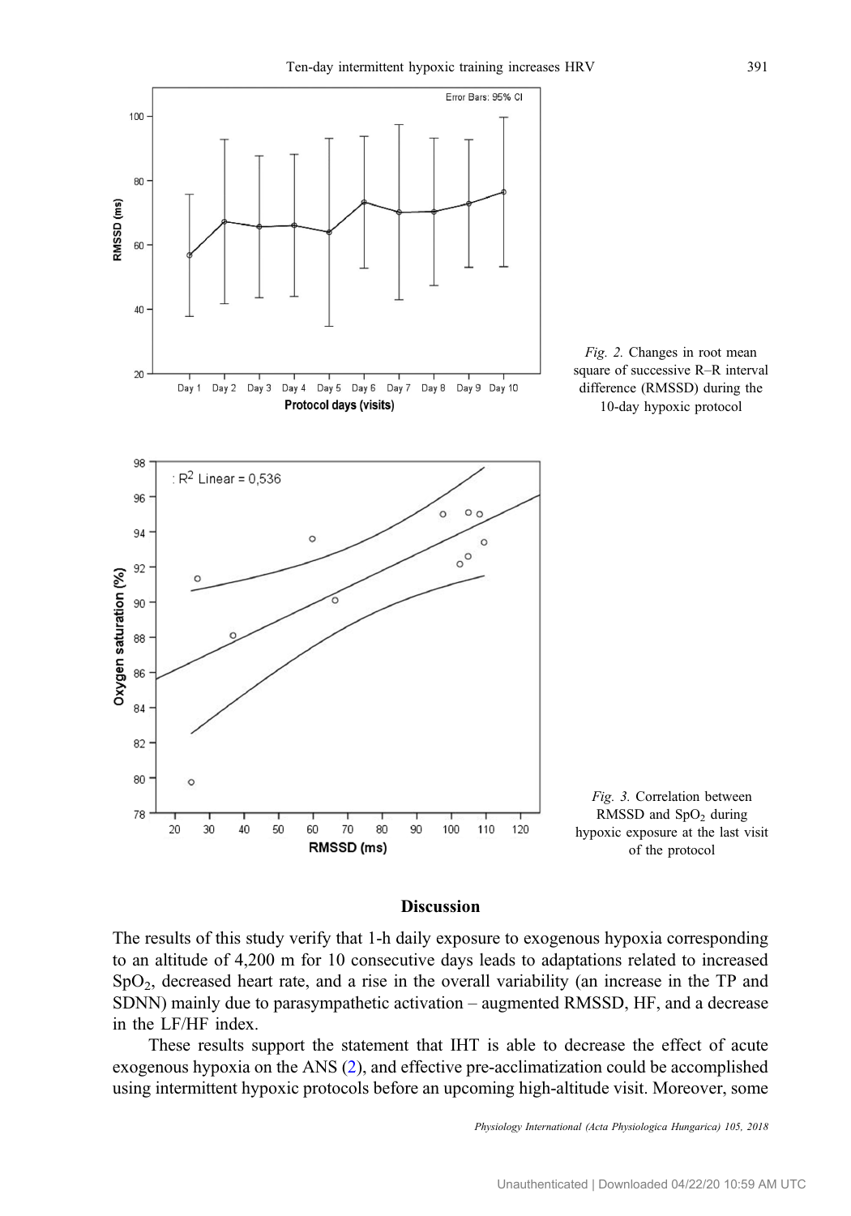*Fig. 2.* Changes in root mean square of successive R–R interval difference (RMSSD) during the 10-day hypoxic protocol

*Fig. 3.* Correlation between RMSSD and $SpO_2$ during hypoxic exposure at the last visit of the protocol

## Discussion

The results of this study verify that 1-h daily exposure to exogenous hypoxia corresponding to an altitude of 4,200 m for 10 consecutive days leads to adaptations related to increased $SpO_2$, decreased heart rate, and a rise in the overall variability (an increase in the TP and SDNN) mainly due to parasympathetic activation – augmented RMSSD, HF, and a decrease in the LF/HF index.

These results support the statement that IHT is able to decrease the effect of acute exogenous hypoxia on the ANS (2), and effective pre-acclimatization could be accomplished using intermittent hypoxic protocols before an upcoming high-altitude visit. Moreover, some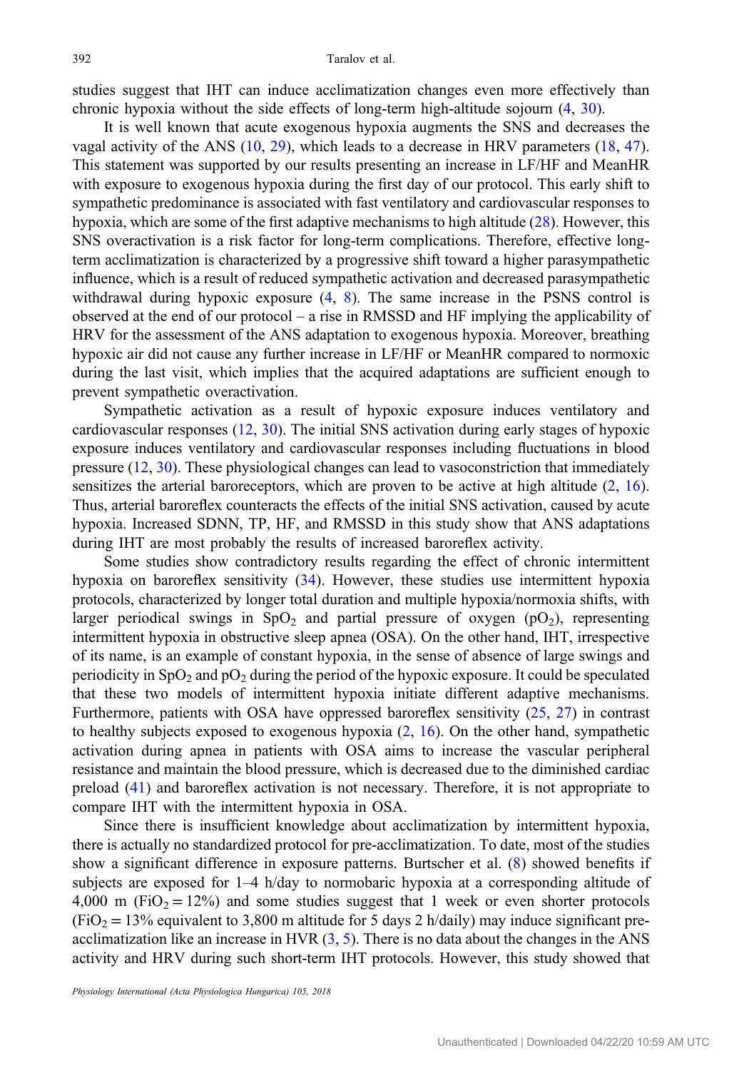studies suggest that IHT can induce acclimatization changes even more effectively than chronic hypoxia without the side effects of long-term high-altitude sojourn (4, 30).

It is well known that acute exogenous hypoxia augments the SNS and decreases the vagal activity of the ANS (10, 29), which leads to a decrease in HRV parameters (18, 47). This statement was supported by our results presenting an increase in LF/HF and MeanHR with exposure to exogenous hypoxia during the first day of our protocol. This early shift to sympathetic predominance is associated with fast ventilatory and cardiovascular responses to hypoxia, which are some of the first adaptive mechanisms to high altitude (28). However, this SNS overactivation is a risk factor for long-term complications. Therefore, effective long-term acclimatization is characterized by a progressive shift toward a higher parasympathetic influence, which is a result of reduced sympathetic activation and decreased parasympathetic withdrawal during hypoxic exposure (4, 8). The same increase in the PSNS control is observed at the end of our protocol – a rise in RMSSD and HF implying the applicability of HRV for the assessment of the ANS adaptation to exogenous hypoxia. Moreover, breathing hypoxic air did not cause any further increase in LF/HF or MeanHR compared to normoxic during the last visit, which implies that the acquired adaptations are sufficient enough to prevent sympathetic overactivation.

Sympathetic activation as a result of hypoxic exposure induces ventilatory and cardiovascular responses (12, 30). The initial SNS activation during early stages of hypoxic exposure induces ventilatory and cardiovascular responses including fluctuations in blood pressure (12, 30). These physiological changes can lead to vasoconstriction that immediately sensitizes the arterial baroreceptors, which are proven to be active at high altitude (2, 16). Thus, arterial baroreflex counteracts the effects of the initial SNS activation, caused by acute hypoxia. Increased SDNN, TP, HF, and RMSSD in this study show that ANS adaptations during IHT are most probably the results of increased baroreflex activity.

Some studies show contradictory results regarding the effect of chronic intermittent hypoxia on baroreflex sensitivity (34). However, these studies use intermittent hypoxia protocols, characterized by longer total duration and multiple hypoxia/normoxia shifts, with larger periodical swings in $SpO_2$ and partial pressure of oxygen ($pO_2$), representing intermittent hypoxia in obstructive sleep apnea (OSA). On the other hand, IHT, irrespective of its name, is an example of constant hypoxia, in the sense of absence of large swings and periodicity in $SpO_2$ and $pO_2$ during the period of the hypoxic exposure. It could be speculated that these two models of intermittent hypoxia initiate different adaptive mechanisms. Furthermore, patients with OSA have oppressed baroreflex sensitivity (25, 27) in contrast to healthy subjects exposed to exogenous hypoxia (2, 16). On the other hand, sympathetic activation during apnea in patients with OSA aims to increase the vascular peripheral resistance and maintain the blood pressure, which is decreased due to the diminished cardiac preload (41) and baroreflex activation is not necessary. Therefore, it is not appropriate to compare IHT with the intermittent hypoxia in OSA.

Since there is insufficient knowledge about acclimatization by intermittent hypoxia, there is actually no standardized protocol for pre-acclimatization. To date, most of the studies show a significant difference in exposure patterns. Burtscher et al. (8) showed benefits if subjects are exposed for 1–4 h/day to normobaric hypoxia at a corresponding altitude of 4,000 m ($FiO_2 = 12\%$) and some studies suggest that 1 week or even shorter protocols ($FiO_2 = 13\%$ equivalent to 3,800 m altitude for 5 days 2 h/daily) may induce significant pre-acclimatization like an increase in HVR (3, 5). There is no data about the changes in the ANS activity and HRV during such short-term IHT protocols. However, this study showed that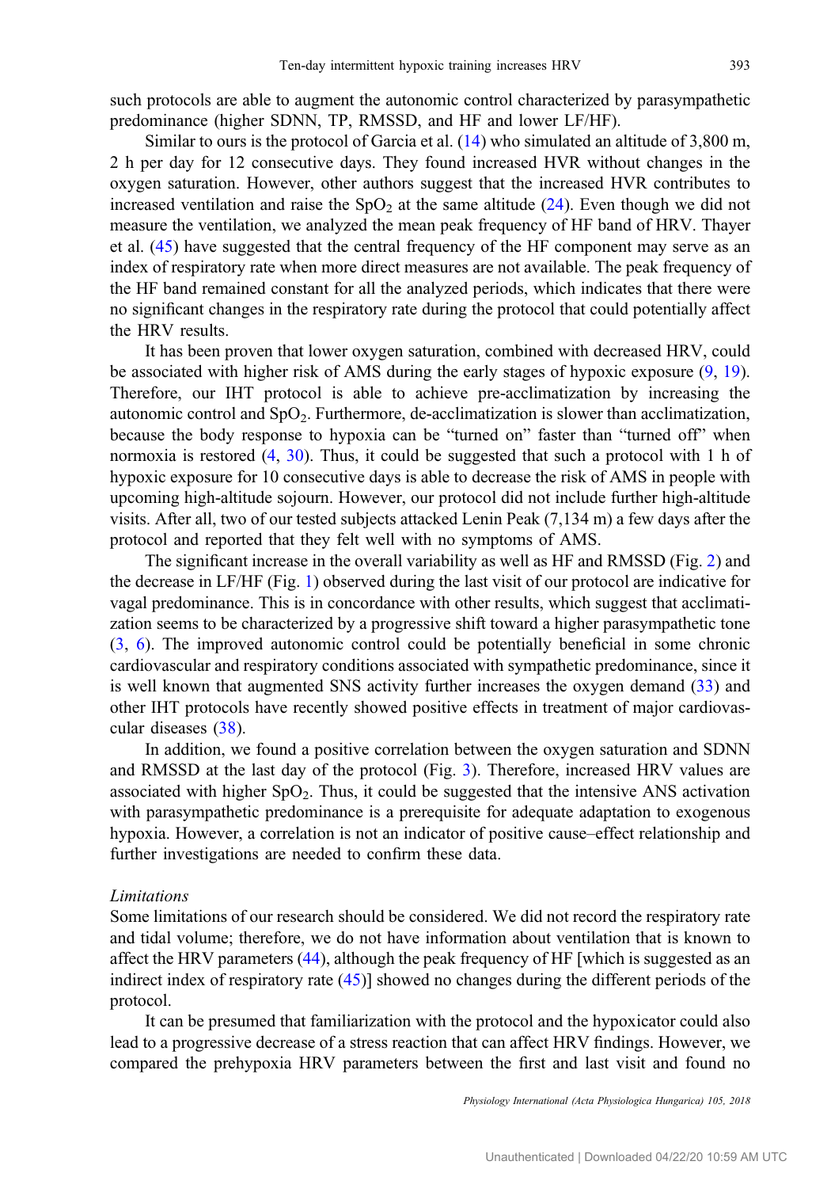such protocols are able to augment the autonomic control characterized by parasympathetic predominance (higher SDNN, TP, RMSSD, and HF and lower LF/HF).

Similar to ours is the protocol of Garcia et al. (14) who simulated an altitude of 3,800 m, 2 h per day for 12 consecutive days. They found increased HVR without changes in the oxygen saturation. However, other authors suggest that the increased HVR contributes to increased ventilation and raise the $SpO_2$ at the same altitude (24). Even though we did not measure the ventilation, we analyzed the mean peak frequency of HF band of HRV. Thayer et al. (45) have suggested that the central frequency of the HF component may serve as an index of respiratory rate when more direct measures are not available. The peak frequency of the HF band remained constant for all the analyzed periods, which indicates that there were no significant changes in the respiratory rate during the protocol that could potentially affect the HRV results.

It has been proven that lower oxygen saturation, combined with decreased HRV, could be associated with higher risk of AMS during the early stages of hypoxic exposure (9, 19). Therefore, our IHT protocol is able to achieve pre-acclimatization by increasing the autonomic control and $SpO_2$. Furthermore, de-acclimatization is slower than acclimatization, because the body response to hypoxia can be "turned on" faster than "turned off" when normoxia is restored (4, 30). Thus, it could be suggested that such a protocol with 1 h of hypoxic exposure for 10 consecutive days is able to decrease the risk of AMS in people with upcoming high-altitude sojourn. However, our protocol did not include further high-altitude visits. After all, two of our tested subjects attacked Lenin Peak (7,134 m) a few days after the protocol and reported that they felt well with no symptoms of AMS.

The significant increase in the overall variability as well as HF and RMSSD (Fig. 2) and the decrease in LF/HF (Fig. 1) observed during the last visit of our protocol are indicative for vagal predominance. This is in concordance with other results, which suggest that acclimatization seems to be characterized by a progressive shift toward a higher parasympathetic tone (3, 6). The improved autonomic control could be potentially beneficial in some chronic cardiovascular and respiratory conditions associated with sympathetic predominance, since it is well known that augmented SNS activity further increases the oxygen demand (33) and other IHT protocols have recently showed positive effects in treatment of major cardiovascular diseases (38).

In addition, we found a positive correlation between the oxygen saturation and SDNN and RMSSD at the last day of the protocol (Fig. 3). Therefore, increased HRV values are associated with higher $SpO_2$. Thus, it could be suggested that the intensive ANS activation with parasympathetic predominance is a prerequisite for adequate adaptation to exogenous hypoxia. However, a correlation is not an indicator of positive cause–effect relationship and further investigations are needed to confirm these data.

### *Limitations*

Some limitations of our research should be considered. We did not record the respiratory rate and tidal volume; therefore, we do not have information about ventilation that is known to affect the HRV parameters (44), although the peak frequency of HF [which is suggested as an indirect index of respiratory rate (45)] showed no changes during the different periods of the protocol.

It can be presumed that familiarization with the protocol and the hypoxicator could also lead to a progressive decrease of a stress reaction that can affect HRV findings. However, we compared the prehypoxia HRV parameters between the first and last visit and found no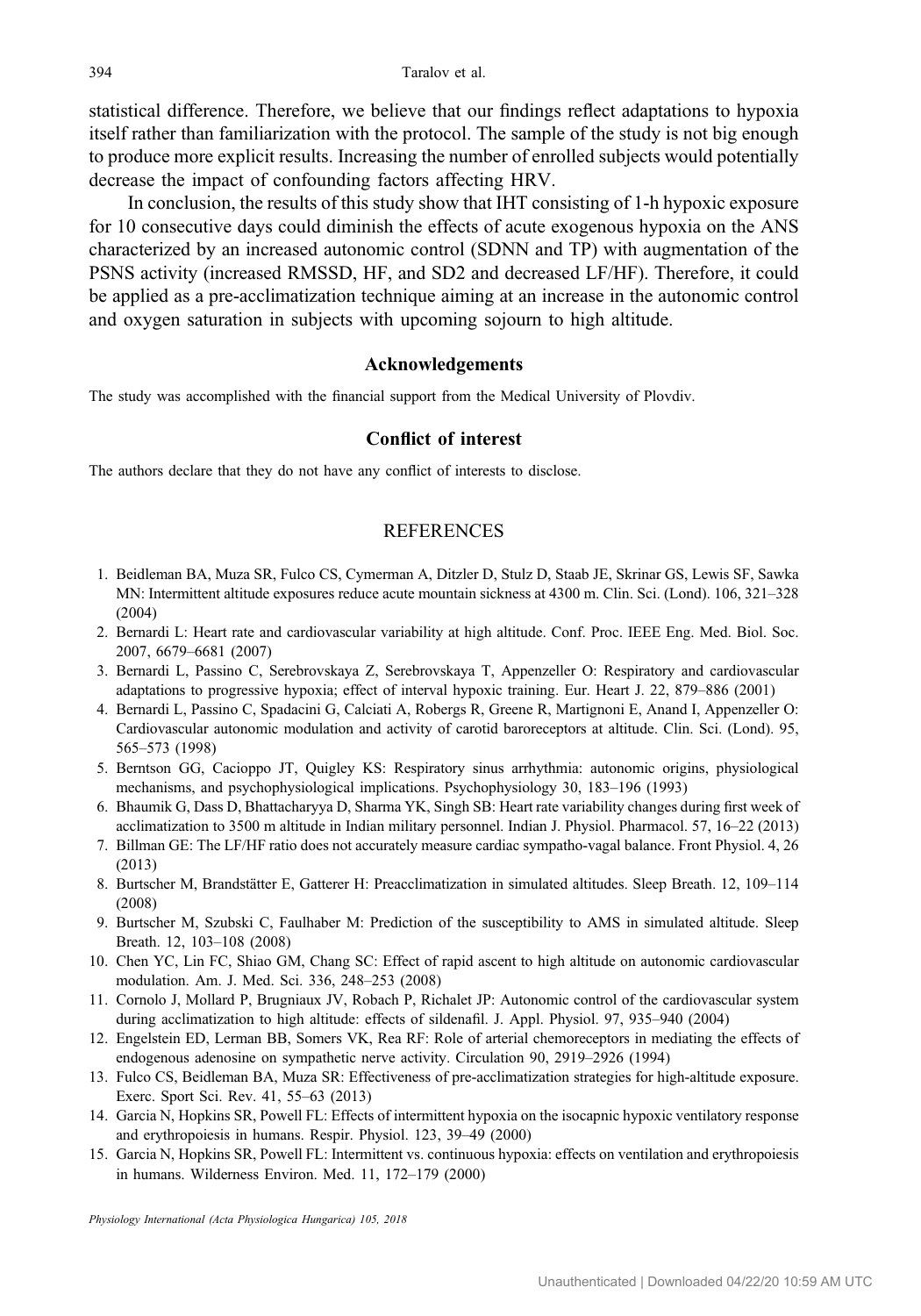statistical difference. Therefore, we believe that our findings reflect adaptations to hypoxia itself rather than familiarization with the protocol. The sample of the study is not big enough to produce more explicit results. Increasing the number of enrolled subjects would potentially decrease the impact of confounding factors affecting HRV.

In conclusion, the results of this study show that IHT consisting of 1-h hypoxic exposure for 10 consecutive days could diminish the effects of acute exogenous hypoxia on the ANS characterized by an increased autonomic control (SDNN and TP) with augmentation of the PSNS activity (increased RMSSD, HF, and SD2 and decreased LF/HF). Therefore, it could be applied as a pre-acclimatization technique aiming at an increase in the autonomic control and oxygen saturation in subjects with upcoming sojourn to high altitude.

## Acknowledgements

The study was accomplished with the financial support from the Medical University of Plovdiv.

## Conflict of interest

The authors declare that they do not have any conflict of interests to disclose.

## REFERENCES

1. Beidleman BA, Muza SR, Fulco CS, Cymerman A, Ditzler D, Stulz D, Staab JE, Skrinar GS, Lewis SF, Sawka MN: Intermittent altitude exposures reduce acute mountain sickness at 4300 m. Clin. Sci. (Lond). 106, 321–328 (2004)
2. Bernardi L: Heart rate and cardiovascular variability at high altitude. Conf. Proc. IEEE Eng. Med. Biol. Soc. 2007, 6679–6681 (2007)
3. Bernardi L, Passino C, Serebrovskaya Z, Serebrovskaya T, Appenzeller O: Respiratory and cardiovascular adaptations to progressive hypoxia; effect of interval hypoxic training. Eur. Heart J. 22, 879–886 (2001)
4. Bernardi L, Passino C, Spadacini G, Calciati A, Robergs R, Greene R, Martignoni E, Anand I, Appenzeller O: Cardiovascular autonomic modulation and activity of carotid baroreceptors at altitude. Clin. Sci. (Lond). 95, 565–573 (1998)
5. Berntson GG, Cacioppo JT, Quigley KS: Respiratory sinus arrhythmia: autonomic origins, physiological mechanisms, and psychophysiological implications. Psychophysiology 30, 183–196 (1993)
6. Bhaumik G, Dass D, Bhattacharyya D, Sharma YK, Singh SB: Heart rate variability changes during first week of acclimatization to 3500 m altitude in Indian military personnel. Indian J. Physiol. Pharmacol. 57, 16–22 (2013)
7. Billman GE: The LF/HF ratio does not accurately measure cardiac sympatho-vagal balance. Front Physiol. 4, 26 (2013)
8. Burtscher M, Brandstätter E, Gatterer H: Preacclimatization in simulated altitudes. Sleep Breath. 12, 109–114 (2008)
9. Burtscher M, Szubski C, Faulhaber M: Prediction of the susceptibility to AMS in simulated altitude. Sleep Breath. 12, 103–108 (2008)
10. Chen YC, Lin FC, Shiao GM, Chang SC: Effect of rapid ascent to high altitude on autonomic cardiovascular modulation. Am. J. Med. Sci. 336, 248–253 (2008)
11. Cornolo J, Mollard P, Brugniaux JV, Robach P, Richalet JP: Autonomic control of the cardiovascular system during acclimatization to high altitude: effects of sildenafil. J. Appl. Physiol. 97, 935–940 (2004)
12. Engelstein ED, Lerman BB, Somers VK, Rea RF: Role of arterial chemoreceptors in mediating the effects of endogenous adenosine on sympathetic nerve activity. Circulation 90, 2919–2926 (1994)
13. Fulco CS, Beidleman BA, Muza SR: Effectiveness of pre-acclimatization strategies for high-altitude exposure. Exerc. Sport Sci. Rev. 41, 55–63 (2013)
14. Garcia N, Hopkins SR, Powell FL: Effects of intermittent hypoxia on the isocapnic hypoxic ventilatory response and erythropoiesis in humans. Respir. Physiol. 123, 39–49 (2000)
15. Garcia N, Hopkins SR, Powell FL: Intermittent vs. continuous hypoxia: effects on ventilation and erythropoiesis in humans. Wilderness Environ. Med. 11, 172–179 (2000)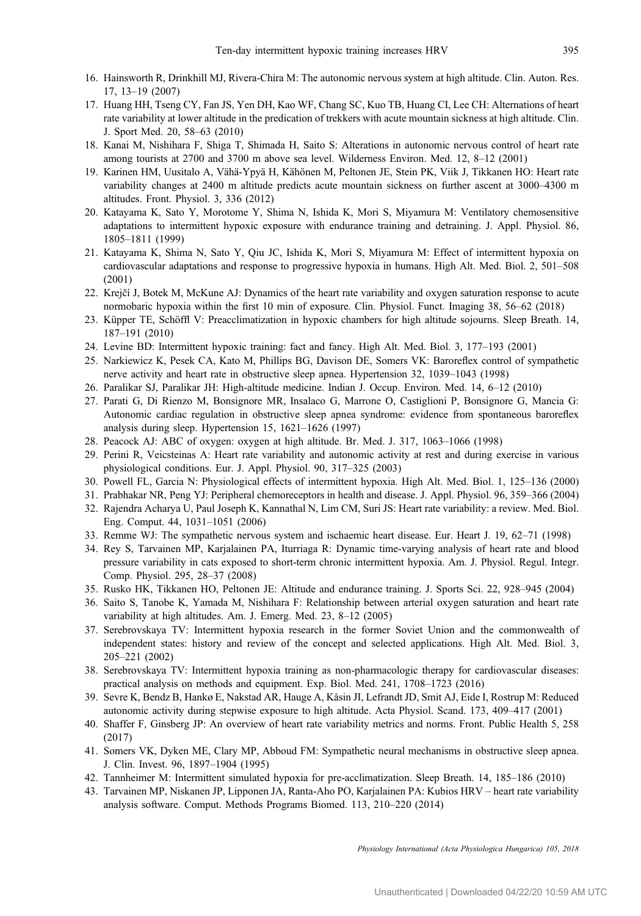16. Hainsworth R, Drinkhill MJ, Rivera-Chira M: The autonomic nervous system at high altitude. Clin. Auton. Res. 17, 13–19 (2007)
17. Huang HH, Tseng CY, Fan JS, Yen DH, Kao WF, Chang SC, Kuo TB, Huang CI, Lee CH: Alternations of heart rate variability at lower altitude in the predication of trekkers with acute mountain sickness at high altitude. Clin. J. Sport Med. 20, 58–63 (2010)
18. Kanai M, Nishihara F, Shiga T, Shimada H, Saito S: Alterations in autonomic nervous control of heart rate among tourists at 2700 and 3700 m above sea level. Wilderness Environ. Med. 12, 8–12 (2001)
19. Karinen HM, Uusitalo A, Vähä-Ypyä H, Kähönen M, Peltonen JE, Stein PK, Viik J, Tikkanen HO: Heart rate variability changes at 2400 m altitude predicts acute mountain sickness on further ascent at 3000–4300 m altitudes. Front. Physiol. 3, 336 (2012)
20. Katayama K, Sato Y, Morotome Y, Shima N, Ishida K, Mori S, Miyamura M: Ventilatory chemosensitive adaptations to intermittent hypoxic exposure with endurance training and detraining. J. Appl. Physiol. 86, 1805–1811 (1999)
21. Katayama K, Shima N, Sato Y, Qiu JC, Ishida K, Mori S, Miyamura M: Effect of intermittent hypoxia on cardiovascular adaptations and response to progressive hypoxia in humans. High Alt. Med. Biol. 2, 501–508 (2001)
22. Krejčí J, Botek M, McKune AJ: Dynamics of the heart rate variability and oxygen saturation response to acute normobaric hypoxia within the first 10 min of exposure. Clin. Physiol. Funct. Imaging 38, 56–62 (2018)
23. Küpper TE, Schöffl V: Preacclimatization in hypoxic chambers for high altitude sojourns. Sleep Breath. 14, 187–191 (2010)
24. Levine BD: Intermittent hypoxic training: fact and fancy. High Alt. Med. Biol. 3, 177–193 (2001)
25. Narkiewicz K, Pesek CA, Kato M, Phillips BG, Davison DE, Somers VK: Baroreflex control of sympathetic nerve activity and heart rate in obstructive sleep apnea. Hypertension 32, 1039–1043 (1998)
26. Paralikar SJ, Paralikar JH: High-altitude medicine. Indian J. Occup. Environ. Med. 14, 6–12 (2010)
27. Parati G, Di Rienzo M, Bonsignore MR, Insalaco G, Marrone O, Castiglioni P, Bonsignore G, Mancia G: Autonomic cardiac regulation in obstructive sleep apnea syndrome: evidence from spontaneous baroreflex analysis during sleep. Hypertension 15, 1621–1626 (1997)
28. Peacock AJ: ABC of oxygen: oxygen at high altitude. Br. Med. J. 317, 1063–1066 (1998)
29. Perini R, Veicsteinas A: Heart rate variability and autonomic activity at rest and during exercise in various physiological conditions. Eur. J. Appl. Physiol. 90, 317–325 (2003)
30. Powell FL, Garcia N: Physiological effects of intermittent hypoxia. High Alt. Med. Biol. 1, 125–136 (2000)
31. Prabhakar NR, Peng YJ: Peripheral chemoreceptors in health and disease. J. Appl. Physiol. 96, 359–366 (2004)
32. Rajendra Acharya U, Paul Joseph K, Kannathal N, Lim CM, Suri JS: Heart rate variability: a review. Med. Biol. Eng. Comput. 44, 1031–1051 (2006)
33. Remme WJ: The sympathetic nervous system and ischaemic heart disease. Eur. Heart J. 19, 62–71 (1998)
34. Rey S, Tarvainen MP, Karjalainen PA, Iturriaga R: Dynamic time-varying analysis of heart rate and blood pressure variability in cats exposed to short-term chronic intermittent hypoxia. Am. J. Physiol. Regul. Integr. Comp. Physiol. 295, 28–37 (2008)
35. Rusko HK, Tikkanen HO, Peltonen JE: Altitude and endurance training. J. Sports Sci. 22, 928–945 (2004)
36. Saito S, Tanobe K, Yamada M, Nishihara F: Relationship between arterial oxygen saturation and heart rate variability at high altitudes. Am. J. Emerg. Med. 23, 8–12 (2005)
37. Serebrovskaya TV: Intermittent hypoxia research in the former Soviet Union and the commonwealth of independent states: history and review of the concept and selected applications. High Alt. Med. Biol. 3, 205–221 (2002)
38. Serebrovskaya TV: Intermittent hypoxia training as non-pharmacologic therapy for cardiovascular diseases: practical analysis on methods and equipment. Exp. Biol. Med. 241, 1708–1723 (2016)
39. Sevre K, Bendz B, Hankø E, Nakstad AR, Hauge A, Kåsin JI, Lefrandt JD, Smit AJ, Eide I, Rostrup M: Reduced autonomic activity during stepwise exposure to high altitude. Acta Physiol. Scand. 173, 409–417 (2001)
40. Shaffer F, Ginsberg JP: An overview of heart rate variability metrics and norms. Front. Public Health 5, 258 (2017)
41. Somers VK, Dyken ME, Clary MP, Abboud FM: Sympathetic neural mechanisms in obstructive sleep apnea. J. Clin. Invest. 96, 1897–1904 (1995)
42. Tannheimer M: Intermittent simulated hypoxia for pre-acclimatization. Sleep Breath. 14, 185–186 (2010)
43. Tarvainen MP, Niskanen JP, Lipponen JA, Ranta-Aho PO, Karjalainen PA: Kubios HRV – heart rate variability analysis software. Comput. Methods Programs Biomed. 113, 210–220 (2014)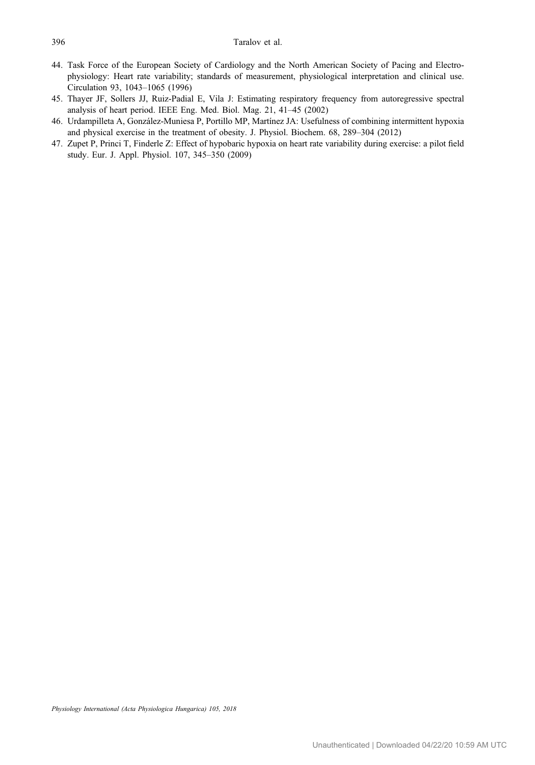44. Task Force of the European Society of Cardiology and the North American Society of Pacing and Electrophysiology: Heart rate variability; standards of measurement, physiological interpretation and clinical use. Circulation 93, 1043–1065 (1996)
45. Thayer JF, Sollers JJ, Ruiz-Padial E, Vila J: Estimating respiratory frequency from autoregressive spectral analysis of heart period. IEEE Eng. Med. Biol. Mag. 21, 41–45 (2002)
46. Urdampilleta A, González-Muniesa P, Portillo MP, Martínez JA: Usefulness of combining intermittent hypoxia and physical exercise in the treatment of obesity. J. Physiol. Biochem. 68, 289–304 (2012)
47. Zupet P, Princi T, Finderle Z: Effect of hypobaric hypoxia on heart rate variability during exercise: a pilot field study. Eur. J. Appl. Physiol. 107, 345–350 (2009)